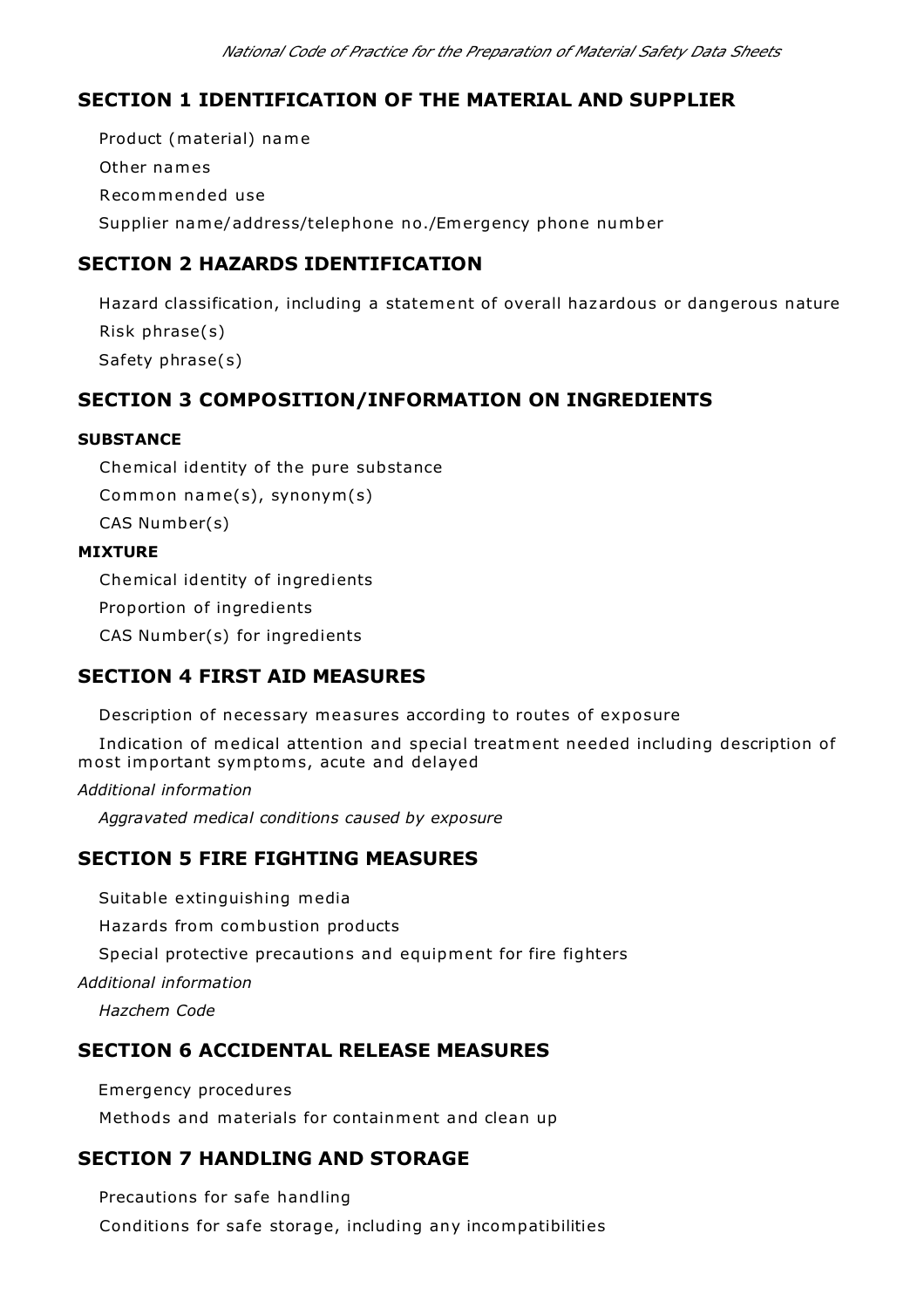## SECTION 1 IDENTIFICATION OF THE MATERIAL AND SUPPLIER

Product (material) name

Other names

Recommended use

Supplier name/address/telephone no./Emergency phone number

## SECTION 2 HAZARDS IDENTIFICATION

Hazard classification, including a statement of overall hazardous or dangerous nature

Risk phrase(s)

Safety phrase(s)

## SECTION 3 COMPOSITION/INFORMATION ON INGREDIENTS

**SUBSTANCE**

Chemical identity of the pure substance

Common name(s), synonym(s)

CAS Number(s)

**MIXTURE**

Chemical identity of ingredients

Proportion of ingredients

CAS Number(s) for ingredients

## SECTION 4 FIRST AID MEASURES

Description of necessary measures according to routes of exposure

Indication of medical attention and special treatment needed including description of most important symptoms, acute and delayed

*Additional information*

*Aggravated medical conditions caused by exposure*

## SECTION 5 FIRE FIGHTING MEASURES

Suitable extinguishing media

Hazards from combustion products

Special protective precautions and equipment for fire fighters

*Additional information*

*Hazchem Code*

## SECTION 6 ACCIDENTAL RELEASE MEASURES

Emergency procedures

Methods and materials for containment and clean up

## SECTION 7 HANDLING AND STORAGE

Precautions for safe handling

Conditions for safe storage, including any incompatibilities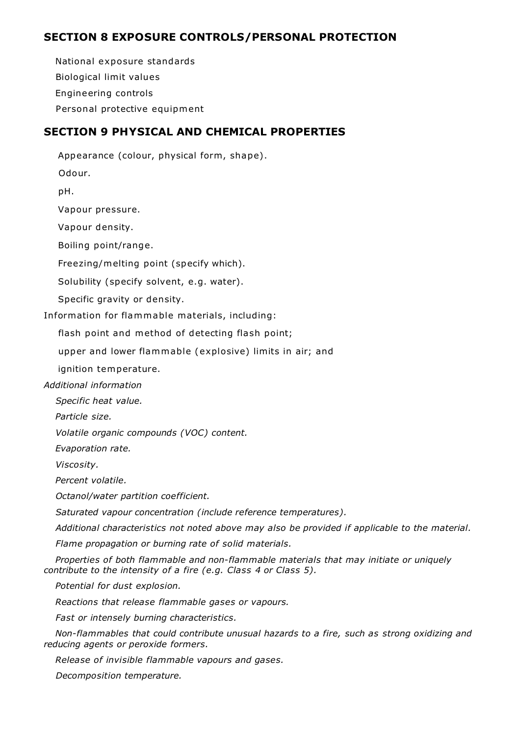## SECTION 8 EXPOSURE CONTROLS/PERSONAL PROTECTION

National exposure standards

Biological limit values

Engineering controls

Personal protective equipment

## SECTION 9 PHYSICAL AND CHEMICAL PROPERTIES

Appearance (colour, physical form, shape).

Odour.

pH.

Vapour pressure.

Vapour density.

Boiling point/range.

Freezing/melting point (specify which).

Solubility (specify solvent, e.g. water).

Specific gravity or density.

Information for flammable materials, including:

flash point and method of detecting flash point;

upper and lower flammable (explosive) limits in air; and

ignition temperature.

*Additional information*

*Specific heat value.*

*Particle size.*

*Volatile organic compounds (VOC) content.*

*Evaporation rate.*

*Viscosity.*

*Percent volatile.*

*Octanol/water partition coefficient.*

*Saturated vapour concentration (include reference temperatures).*

*Additional characteristics not noted above may also be provided if applicable to the material.*

*Flame propagation or burning rate of solid materials.*

*Properties of both flammable and non-flammable materials that may initiate or uniquely contribute to the intensity of a fire (e.g. Class 4 or Class 5).*

*Potential for dust explosion.*

*Reactions that release flammable gases or vapours.*

*Fast or intensely burning characteristics.*

*Non-flammables that could contribute unusual hazards to a fire, such as strong oxidizing and reducing agents or peroxide formers.*

*Release of invisible flammable vapours and gases.*

*Decomposition temperature.*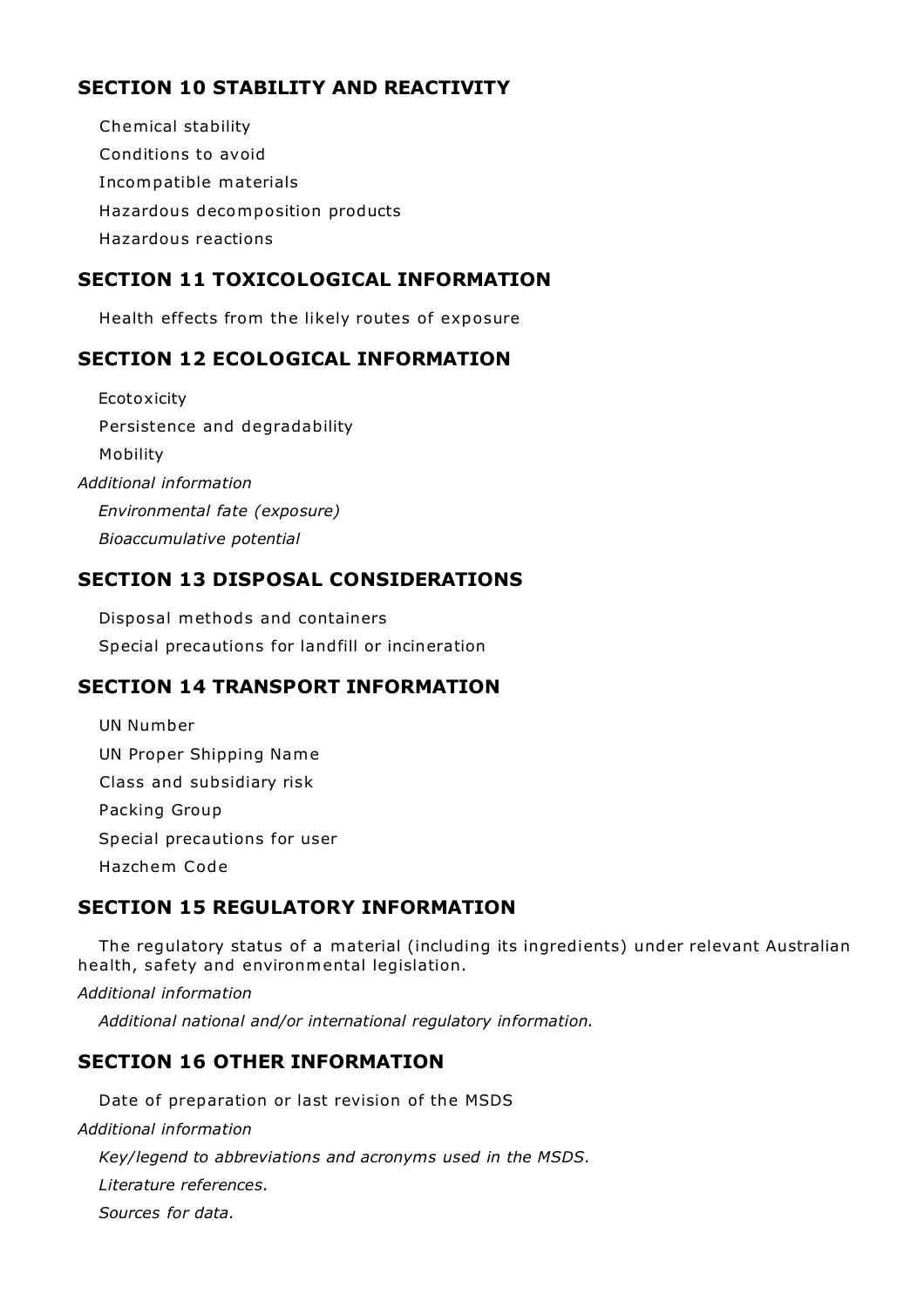## SECTION 10 STABILITY AND REACTIVITY

Chemical stability

Conditions to avoid

Incompatible materials

Hazardous decomposition products

Hazardous reactions

## SECTION 11 TOXICOLOGICAL INFORMATION

Health effects from the likely routes of exposure

## SECTION 12 ECOLOGICAL INFORMATION

Ecotoxicity

Persistence and degradability

Mobility

*Additional information*

*Environmental fate (exposure)*

*Bioaccumulative potential*

## SECTION 13 DISPOSAL CONSIDERATIONS

Disposal methods and containers

Special precautions for landfill or incineration

## SECTION 14 TRANSPORT INFORMATION

UN Number

UN Proper Shipping Name

Class and subsidiary risk

Packing Group

Special precautions for user

Hazchem Code

## SECTION 15 REGULATORY INFORMATION

The regulatory status of a material (including its ingredients) under relevant Australian health, safety and environmental legislation.

*Additional information*

*Additional national and/or international regulatory information.*

## SECTION 16 OTHER INFORMATION

Date of preparation or last revision of the MSDS

*Additional information*

*Key/legend to abbreviations and acronyms used in the MSDS.*

*Literature references.*

*Sources for data.*